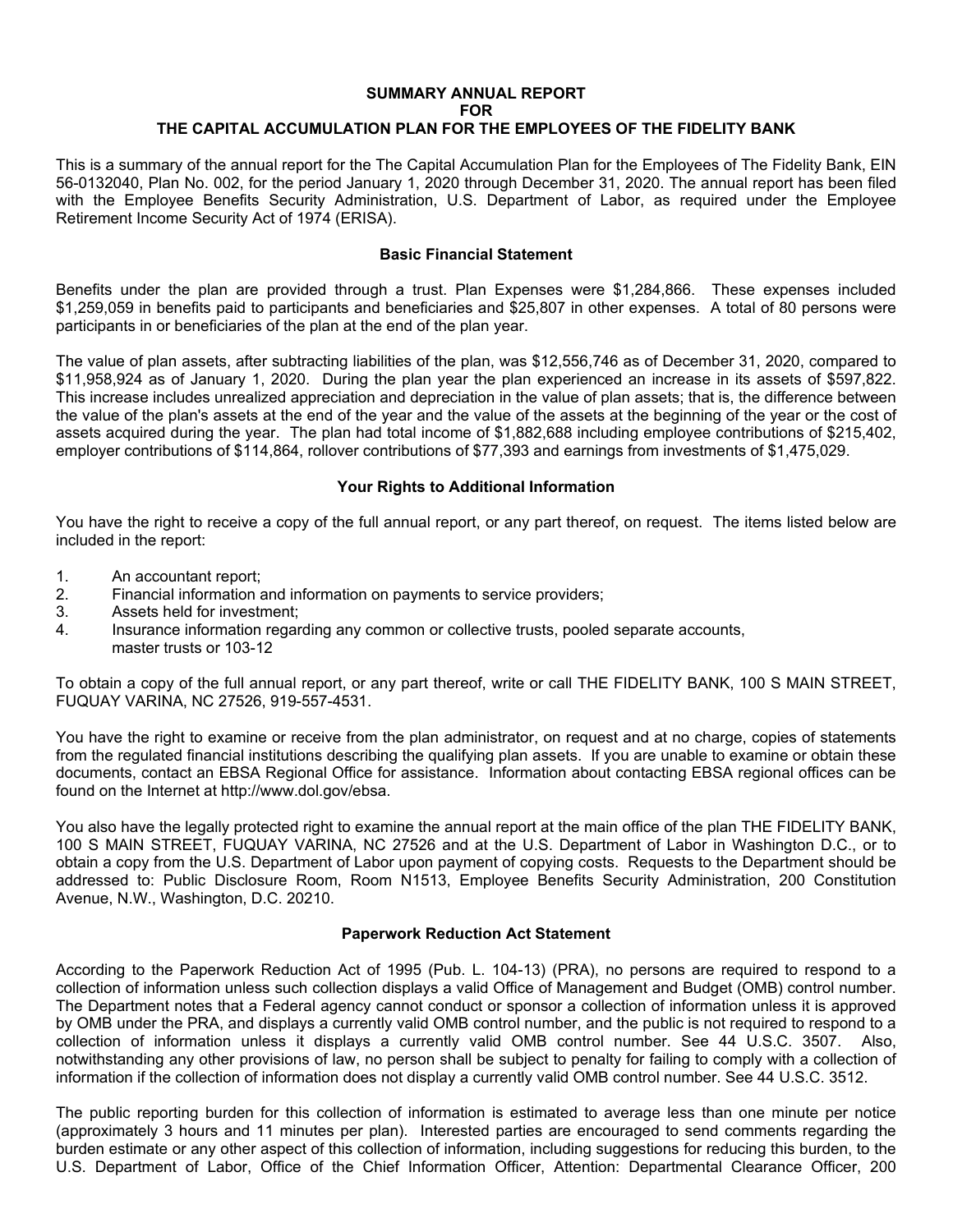# SUMMARY ANNUAL REPORT
# FOR
# THE CAPITAL ACCUMULATION PLAN FOR THE EMPLOYEES OF THE FIDELITY BANK

This is a summary of the annual report for the The Capital Accumulation Plan for the Employees of The Fidelity Bank, EIN 56-0132040, Plan No. 002, for the period January 1, 2020 through December 31, 2020. The annual report has been filed with the Employee Benefits Security Administration, U.S. Department of Labor, as required under the Employee Retirement Income Security Act of 1974 (ERISA).

## Basic Financial Statement

Benefits under the plan are provided through a trust. Plan Expenses were $1,284,866. These expenses included $1,259,059 in benefits paid to participants and beneficiaries and $25,807 in other expenses. A total of 80 persons were participants in or beneficiaries of the plan at the end of the plan year.

The value of plan assets, after subtracting liabilities of the plan, was $12,556,746 as of December 31, 2020, compared to $11,958,924 as of January 1, 2020. During the plan year the plan experienced an increase in its assets of $597,822. This increase includes unrealized appreciation and depreciation in the value of plan assets; that is, the difference between the value of the plan's assets at the end of the year and the value of the assets at the beginning of the year or the cost of assets acquired during the year. The plan had total income of $1,882,688 including employee contributions of $215,402, employer contributions of $114,864, rollover contributions of $77,393 and earnings from investments of $1,475,029.

## Your Rights to Additional Information

You have the right to receive a copy of the full annual report, or any part thereof, on request. The items listed below are included in the report:

1. An accountant report;
2. Financial information and information on payments to service providers;
3. Assets held for investment;
4. Insurance information regarding any common or collective trusts, pooled separate accounts, master trusts or 103-12

To obtain a copy of the full annual report, or any part thereof, write or call THE FIDELITY BANK, 100 S MAIN STREET, FUQUAY VARINA, NC 27526, 919-557-4531.

You have the right to examine or receive from the plan administrator, on request and at no charge, copies of statements from the regulated financial institutions describing the qualifying plan assets. If you are unable to examine or obtain these documents, contact an EBSA Regional Office for assistance. Information about contacting EBSA regional offices can be found on the Internet at http://www.dol.gov/ebsa.

You also have the legally protected right to examine the annual report at the main office of the plan THE FIDELITY BANK, 100 S MAIN STREET, FUQUAY VARINA, NC 27526 and at the U.S. Department of Labor in Washington D.C., or to obtain a copy from the U.S. Department of Labor upon payment of copying costs. Requests to the Department should be addressed to: Public Disclosure Room, Room N1513, Employee Benefits Security Administration, 200 Constitution Avenue, N.W., Washington, D.C. 20210.

## Paperwork Reduction Act Statement

According to the Paperwork Reduction Act of 1995 (Pub. L. 104-13) (PRA), no persons are required to respond to a collection of information unless such collection displays a valid Office of Management and Budget (OMB) control number. The Department notes that a Federal agency cannot conduct or sponsor a collection of information unless it is approved by OMB under the PRA, and displays a currently valid OMB control number, and the public is not required to respond to a collection of information unless it displays a currently valid OMB control number. See 44 U.S.C. 3507. Also, notwithstanding any other provisions of law, no person shall be subject to penalty for failing to comply with a collection of information if the collection of information does not display a currently valid OMB control number. See 44 U.S.C. 3512.

The public reporting burden for this collection of information is estimated to average less than one minute per notice (approximately 3 hours and 11 minutes per plan). Interested parties are encouraged to send comments regarding the burden estimate or any other aspect of this collection of information, including suggestions for reducing this burden, to the U.S. Department of Labor, Office of the Chief Information Officer, Attention: Departmental Clearance Officer, 200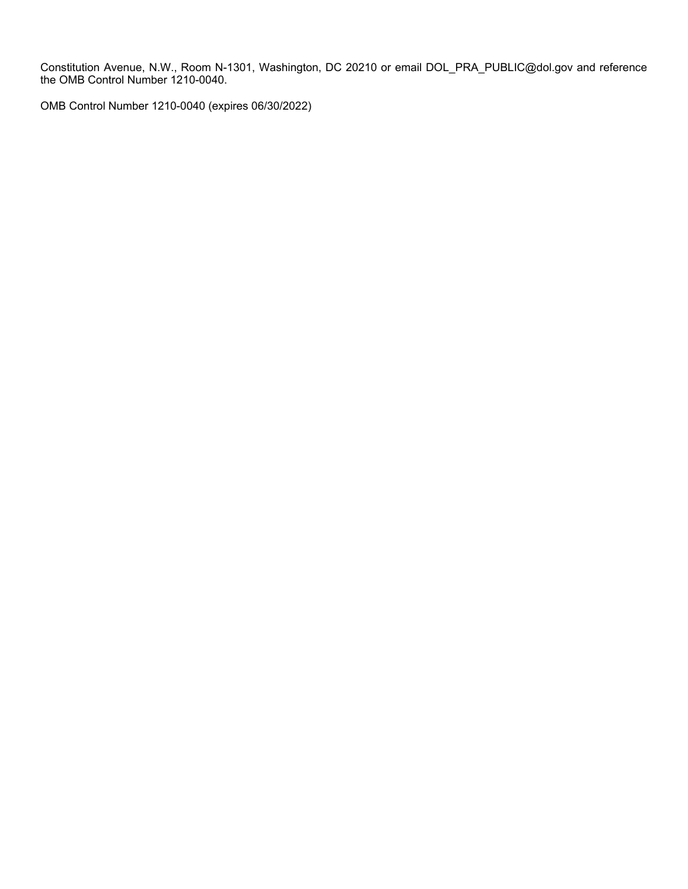Constitution Avenue, N.W., Room N-1301, Washington, DC 20210 or email DOL_PRA_PUBLIC@dol.gov and reference the OMB Control Number 1210-0040.

OMB Control Number 1210-0040 (expires 06/30/2022)